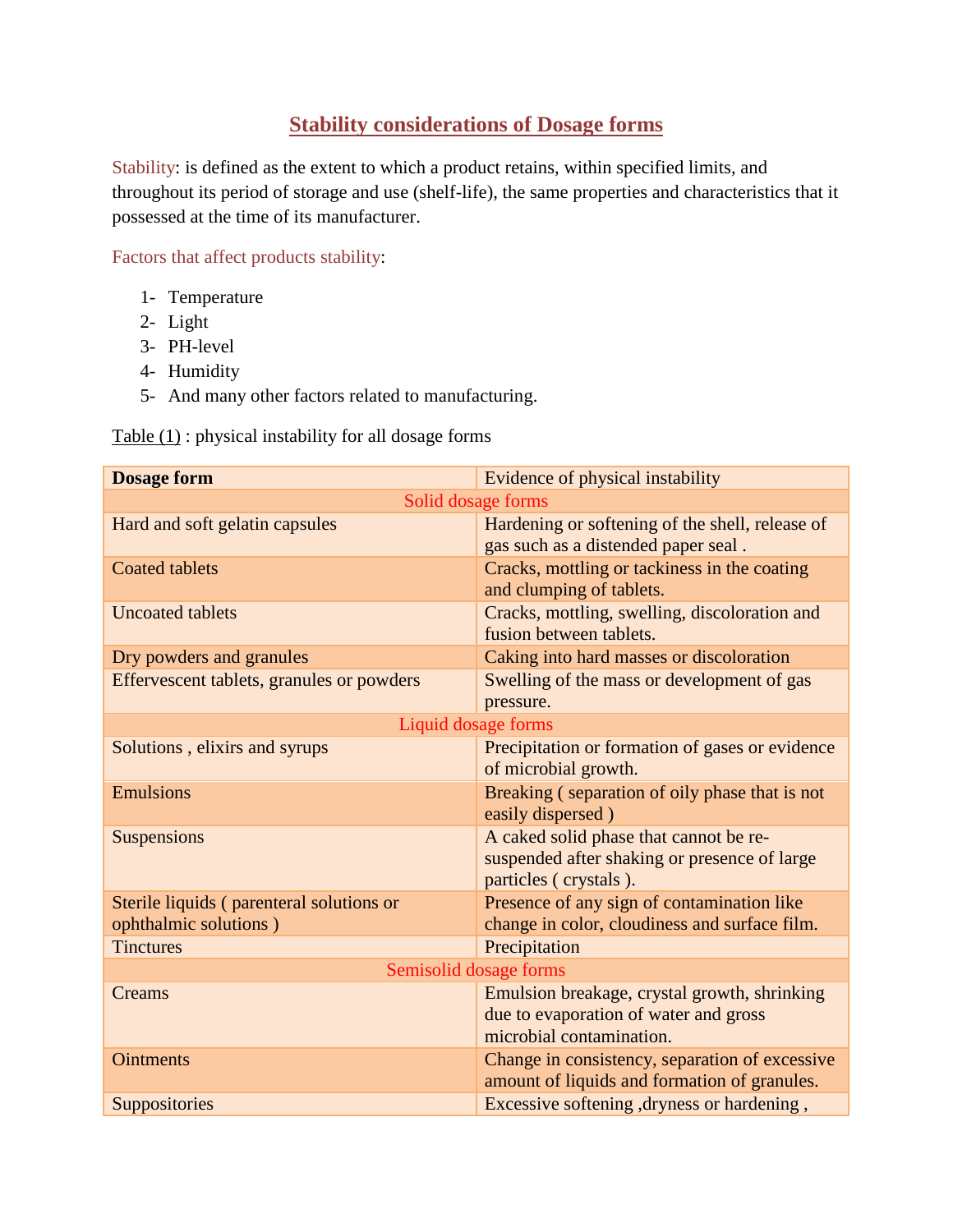# Stability considerations of Dosage forms

Stability: is defined as the extent to which a product retains, within specified limits, and throughout its period of storage and use (shelf-life), the same properties and characteristics that it possessed at the time of its manufacturer.

Factors that affect products stability:

1- Temperature
2- Light
3- PH-level
4- Humidity
5- And many other factors related to manufacturing.

Table (1) : physical instability for all dosage forms

| **Dosage form** | Evidence of physical instability |
|---|---|
| Solid dosage forms | |
| Hard and soft gelatin capsules | Hardening or softening of the shell, release of gas such as a distended paper seal . |
| Coated tablets | Cracks, mottling or tackiness in the coating and clumping of tablets. |
| Uncoated tablets | Cracks, mottling, swelling, discoloration and fusion between tablets. |
| Dry powders and granules | Caking into hard masses or discoloration |
| Effervescent tablets, granules or powders | Swelling of the mass or development of gas pressure. |
| Liquid dosage forms | |
| Solutions , elixirs and syrups | Precipitation or formation of gases or evidence of microbial growth. |
| Emulsions | Breaking ( separation of oily phase that is not easily dispersed ) |
| Suspensions | A caked solid phase that cannot be re-suspended after shaking or presence of large particles ( crystals ). |
| Sterile liquids ( parenteral solutions or ophthalmic solutions ) | Presence of any sign of contamination like change in color, cloudiness and surface film. |
| Tinctures | Precipitation |
| Semisolid dosage forms | |
| Creams | Emulsion breakage, crystal growth, shrinking due to evaporation of water and gross microbial contamination. |
| Ointments | Change in consistency, separation of excessive amount of liquids and formation of granules. |
| Suppositories | Excessive softening ,dryness or hardening , |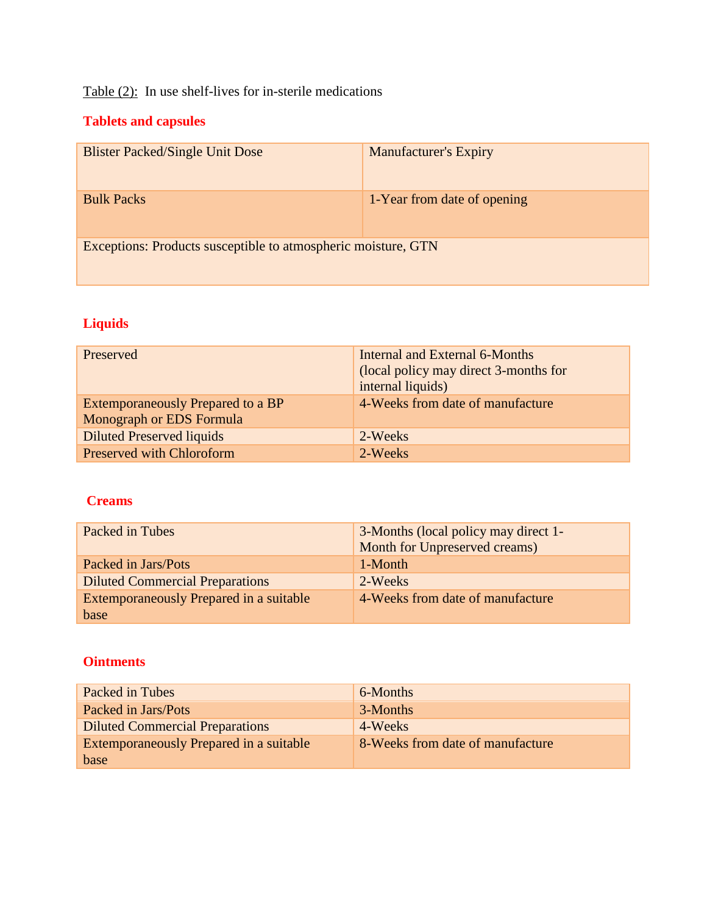Table (2): In use shelf-lives for in-sterile medications

## Tablets and capsules

| Blister Packed/Single Unit Dose | Manufacturer's Expiry |
|---|---|
| Bulk Packs | 1-Year from date of opening |
| Exceptions: Products susceptible to atmospheric moisture, GTN | |

## Liquids

| Preserved | Internal and External 6-Months (local policy may direct 3-months for internal liquids) |
|---|---|
| Extemporaneously Prepared to a BP Monograph or EDS Formula | 4-Weeks from date of manufacture |
| Diluted Preserved liquids | 2-Weeks |
| Preserved with Chloroform | 2-Weeks |

## Creams

| Packed in Tubes | 3-Months (local policy may direct 1-Month for Unpreserved creams) |
|---|---|
| Packed in Jars/Pots | 1-Month |
| Diluted Commercial Preparations | 2-Weeks |
| Extemporaneously Prepared in a suitable base | 4-Weeks from date of manufacture |

## Ointments

| Packed in Tubes | 6-Months |
|---|---|
| Packed in Jars/Pots | 3-Months |
| Diluted Commercial Preparations | 4-Weeks |
| Extemporaneously Prepared in a suitable base | 8-Weeks from date of manufacture |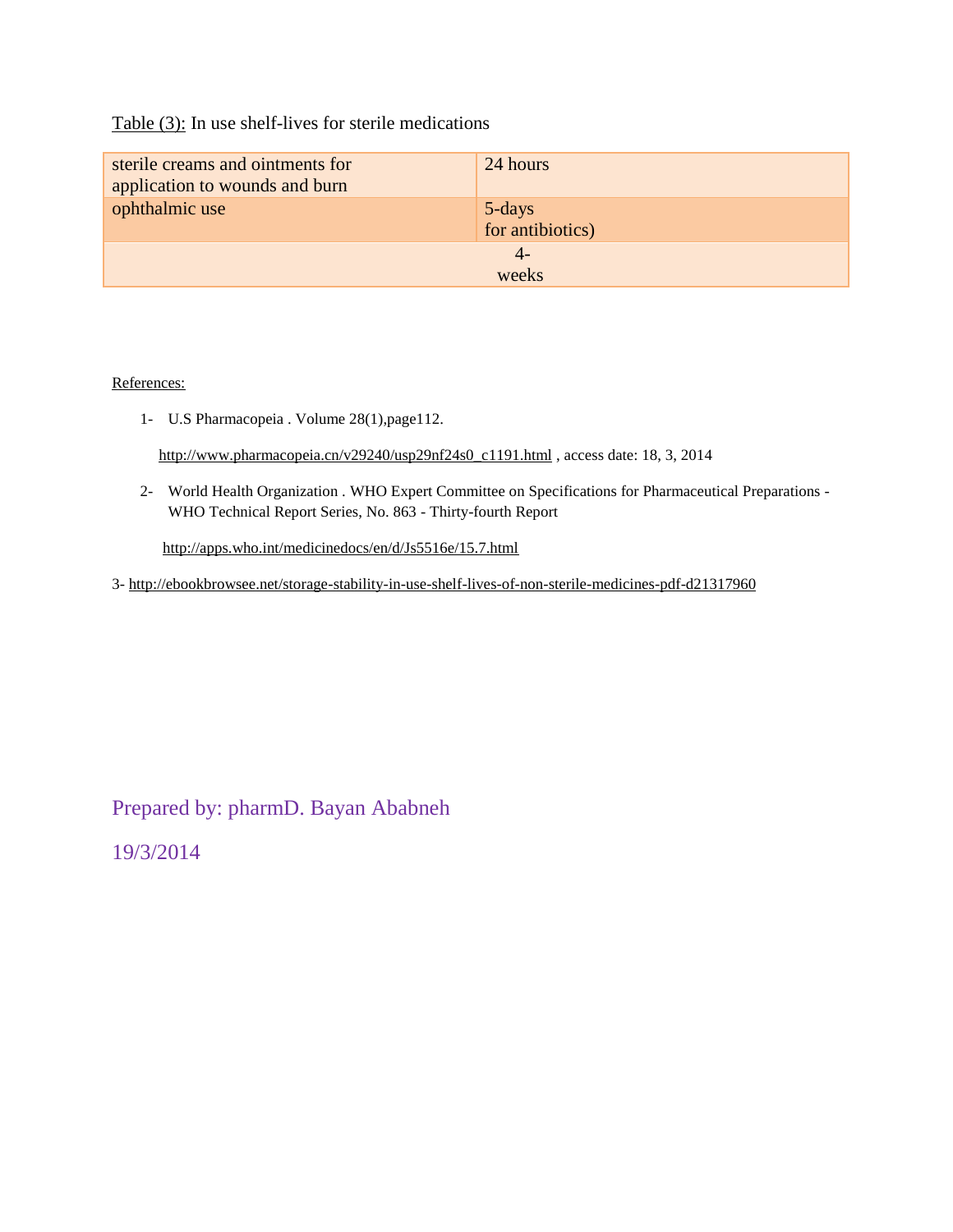Table (3): In use shelf-lives for sterile medications

| | |
|---|---|
| sterile creams and ointments for application to wounds and burn | 24 hours |
| ophthalmic use | 5-days for antibiotics) |
| 4- weeks | |

References:

1- U.S Pharmacopeia . Volume 28(1),page112.

http://www.pharmacopeia.cn/v29240/usp29nf24s0_c1191.html , access date: 18, 3, 2014

2- World Health Organization . WHO Expert Committee on Specifications for Pharmaceutical Preparations - WHO Technical Report Series, No. 863 - Thirty-fourth Report

http://apps.who.int/medicinedocs/en/d/Js5516e/15.7.html

3- http://ebookbrowsee.net/storage-stability-in-use-shelf-lives-of-non-sterile-medicines-pdf-d21317960

Prepared by: pharmD. Bayan Ababneh

19/3/2014